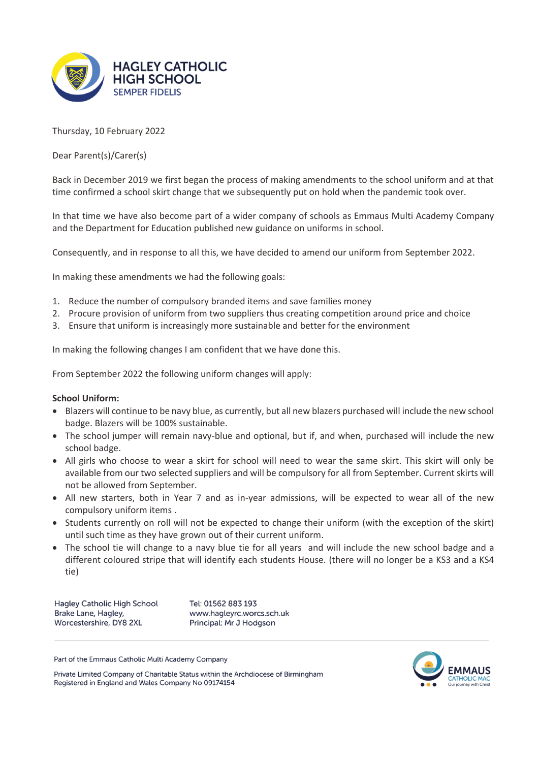# HAGLEY CATHOLIC HIGH SCHOOL

SEMPER FIDELIS

Thursday, 10 February 2022

Dear Parent(s)/Carer(s)

Back in December 2019 we first began the process of making amendments to the school uniform and at that time confirmed a school skirt change that we subsequently put on hold when the pandemic took over.

In that time we have also become part of a wider company of schools as Emmaus Multi Academy Company and the Department for Education published new guidance on uniforms in school.

Consequently, and in response to all this, we have decided to amend our uniform from September 2022.

In making these amendments we had the following goals:

1. Reduce the number of compulsory branded items and save families money
2. Procure provision of uniform from two suppliers thus creating competition around price and choice
3. Ensure that uniform is increasingly more sustainable and better for the environment

In making the following changes I am confident that we have done this.

From September 2022 the following uniform changes will apply:

**School Uniform:**

- Blazers will continue to be navy blue, as currently, but all new blazers purchased will include the new school badge. Blazers will be 100% sustainable.
- The school jumper will remain navy-blue and optional, but if, and when, purchased will include the new school badge.
- All girls who choose to wear a skirt for school will need to wear the same skirt. This skirt will only be available from our two selected suppliers and will be compulsory for all from September. Current skirts will not be allowed from September.
- All new starters, both in Year 7 and as in-year admissions, will be expected to wear all of the new compulsory uniform items .
- Students currently on roll will not be expected to change their uniform (with the exception of the skirt) until such time as they have grown out of their current uniform.
- The school tie will change to a navy blue tie for all years and will include the new school badge and a different coloured stripe that will identify each students House. (there will no longer be a KS3 and a KS4 tie)

Hagley Catholic High School
Brake Lane, Hagley,
Worcestershire, DY8 2XL

Tel: 01562 883 193
www.hagleyrc.worcs.sch.uk
Principal: Mr J Hodgson

Part of the Emmaus Catholic Multi Academy Company

Private Limited Company of Charitable Status within the Archdiocese of Birmingham
Registered in England and Wales Company No 09174154

EMMAUS CATHOLIC MAC
Our journey with Christ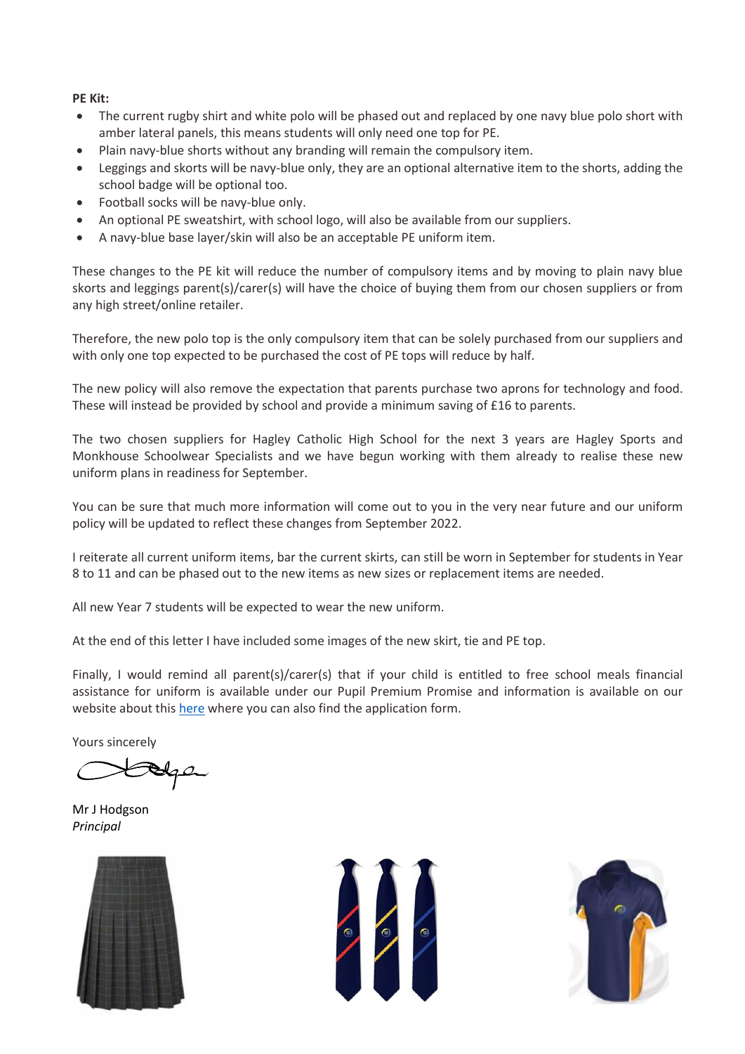**PE Kit:**

- The current rugby shirt and white polo will be phased out and replaced by one navy blue polo short with amber lateral panels, this means students will only need one top for PE.
- Plain navy-blue shorts without any branding will remain the compulsory item.
- Leggings and skorts will be navy-blue only, they are an optional alternative item to the shorts, adding the school badge will be optional too.
- Football socks will be navy-blue only.
- An optional PE sweatshirt, with school logo, will also be available from our suppliers.
- A navy-blue base layer/skin will also be an acceptable PE uniform item.

These changes to the PE kit will reduce the number of compulsory items and by moving to plain navy blue skorts and leggings parent(s)/carer(s) will have the choice of buying them from our chosen suppliers or from any high street/online retailer.

Therefore, the new polo top is the only compulsory item that can be solely purchased from our suppliers and with only one top expected to be purchased the cost of PE tops will reduce by half.

The new policy will also remove the expectation that parents purchase two aprons for technology and food. These will instead be provided by school and provide a minimum saving of £16 to parents.

The two chosen suppliers for Hagley Catholic High School for the next 3 years are Hagley Sports and Monkhouse Schoolwear Specialists and we have begun working with them already to realise these new uniform plans in readiness for September.

You can be sure that much more information will come out to you in the very near future and our uniform policy will be updated to reflect these changes from September 2022.

I reiterate all current uniform items, bar the current skirts, can still be worn in September for students in Year 8 to 11 and can be phased out to the new items as new sizes or replacement items are needed.

All new Year 7 students will be expected to wear the new uniform.

At the end of this letter I have included some images of the new skirt, tie and PE top.

Finally, I would remind all parent(s)/carer(s) that if your child is entitled to free school meals financial assistance for uniform is available under our Pupil Premium Promise and information is available on our website about this here where you can also find the application form.

Yours sincerely

Mr J Hodgson
*Principal*